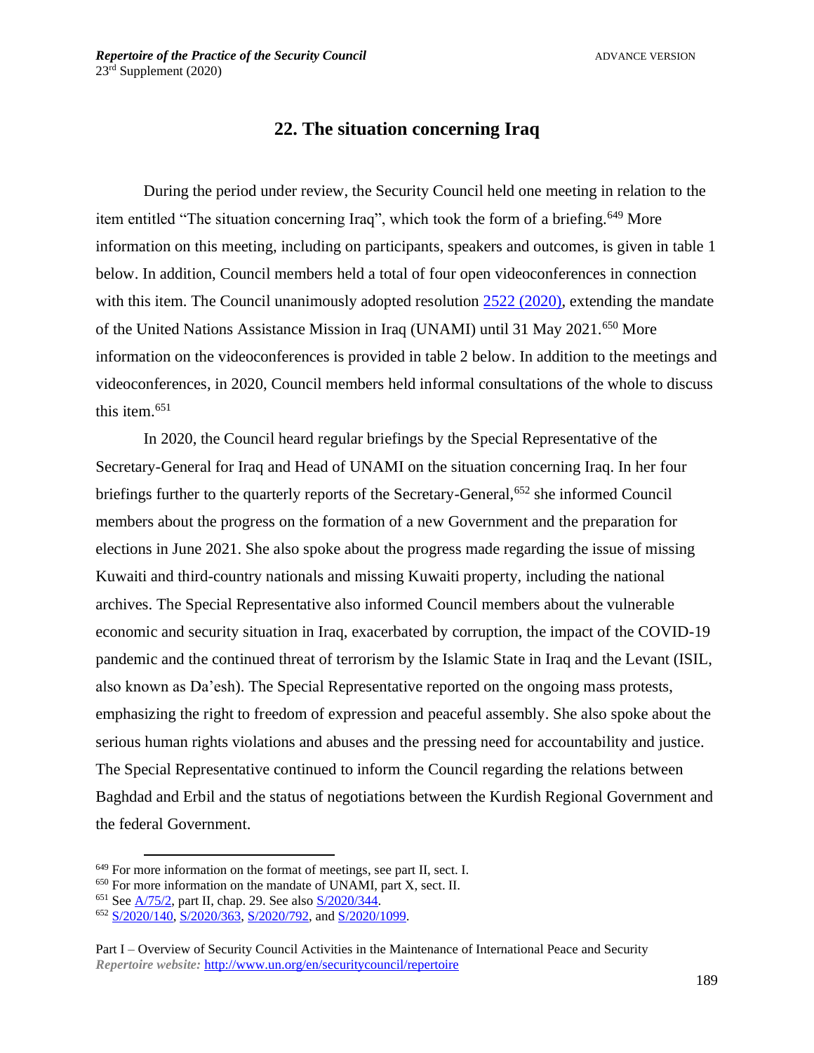# 22. The situation concerning Iraq

During the period under review, the Security Council held one meeting in relation to the item entitled "The situation concerning Iraq", which took the form of a briefing.[649] More information on this meeting, including on participants, speakers and outcomes, is given in table 1 below. In addition, Council members held a total of four open videoconferences in connection with this item. The Council unanimously adopted resolution 2522 (2020), extending the mandate of the United Nations Assistance Mission in Iraq (UNAMI) until 31 May 2021.[650] More information on the videoconferences is provided in table 2 below. In addition to the meetings and videoconferences, in 2020, Council members held informal consultations of the whole to discuss this item.[651]

In 2020, the Council heard regular briefings by the Special Representative of the Secretary-General for Iraq and Head of UNAMI on the situation concerning Iraq. In her four briefings further to the quarterly reports of the Secretary-General,[652] she informed Council members about the progress on the formation of a new Government and the preparation for elections in June 2021. She also spoke about the progress made regarding the issue of missing Kuwaiti and third-country nationals and missing Kuwaiti property, including the national archives. The Special Representative also informed Council members about the vulnerable economic and security situation in Iraq, exacerbated by corruption, the impact of the COVID-19 pandemic and the continued threat of terrorism by the Islamic State in Iraq and the Levant (ISIL, also known as Da'esh). The Special Representative reported on the ongoing mass protests, emphasizing the right to freedom of expression and peaceful assembly. She also spoke about the serious human rights violations and abuses and the pressing need for accountability and justice. The Special Representative continued to inform the Council regarding the relations between Baghdad and Erbil and the status of negotiations between the Kurdish Regional Government and the federal Government.

---

[649] For more information on the format of meetings, see part II, sect. I.

[650] For more information on the mandate of UNAMI, part X, sect. II.

[651] See A/75/2, part II, chap. 29. See also S/2020/344.

[652] S/2020/140, S/2020/363, S/2020/792, and S/2020/1099.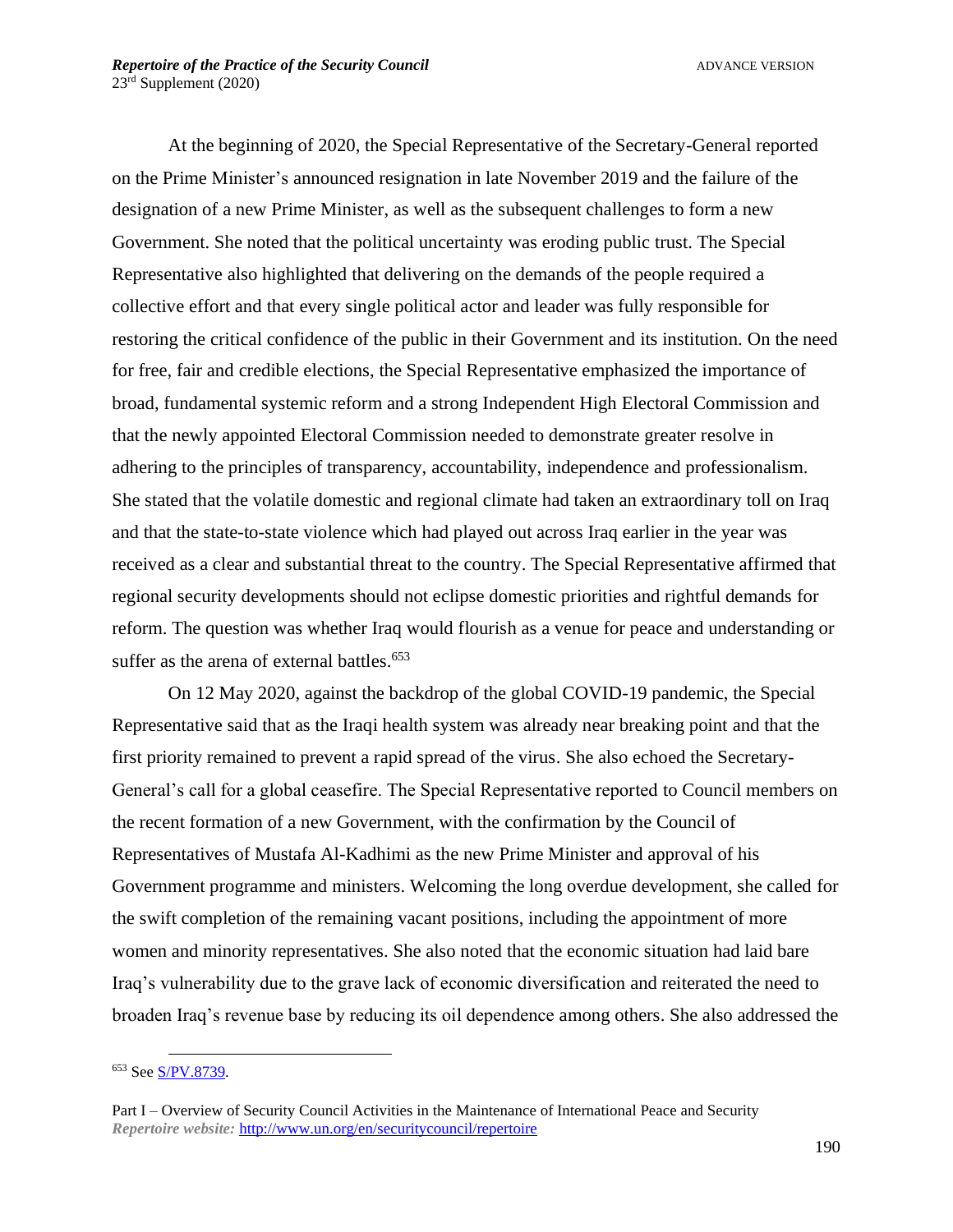At the beginning of 2020, the Special Representative of the Secretary-General reported on the Prime Minister's announced resignation in late November 2019 and the failure of the designation of a new Prime Minister, as well as the subsequent challenges to form a new Government. She noted that the political uncertainty was eroding public trust. The Special Representative also highlighted that delivering on the demands of the people required a collective effort and that every single political actor and leader was fully responsible for restoring the critical confidence of the public in their Government and its institution. On the need for free, fair and credible elections, the Special Representative emphasized the importance of broad, fundamental systemic reform and a strong Independent High Electoral Commission and that the newly appointed Electoral Commission needed to demonstrate greater resolve in adhering to the principles of transparency, accountability, independence and professionalism. She stated that the volatile domestic and regional climate had taken an extraordinary toll on Iraq and that the state-to-state violence which had played out across Iraq earlier in the year was received as a clear and substantial threat to the country. The Special Representative affirmed that regional security developments should not eclipse domestic priorities and rightful demands for reform. The question was whether Iraq would flourish as a venue for peace and understanding or suffer as the arena of external battles.[653]

On 12 May 2020, against the backdrop of the global COVID-19 pandemic, the Special Representative said that as the Iraqi health system was already near breaking point and that the first priority remained to prevent a rapid spread of the virus. She also echoed the Secretary-General's call for a global ceasefire. The Special Representative reported to Council members on the recent formation of a new Government, with the confirmation by the Council of Representatives of Mustafa Al-Kadhimi as the new Prime Minister and approval of his Government programme and ministers. Welcoming the long overdue development, she called for the swift completion of the remaining vacant positions, including the appointment of more women and minority representatives. She also noted that the economic situation had laid bare Iraq's vulnerability due to the grave lack of economic diversification and reiterated the need to broaden Iraq's revenue base by reducing its oil dependence among others. She also addressed the

---

[653] See S/PV.8739.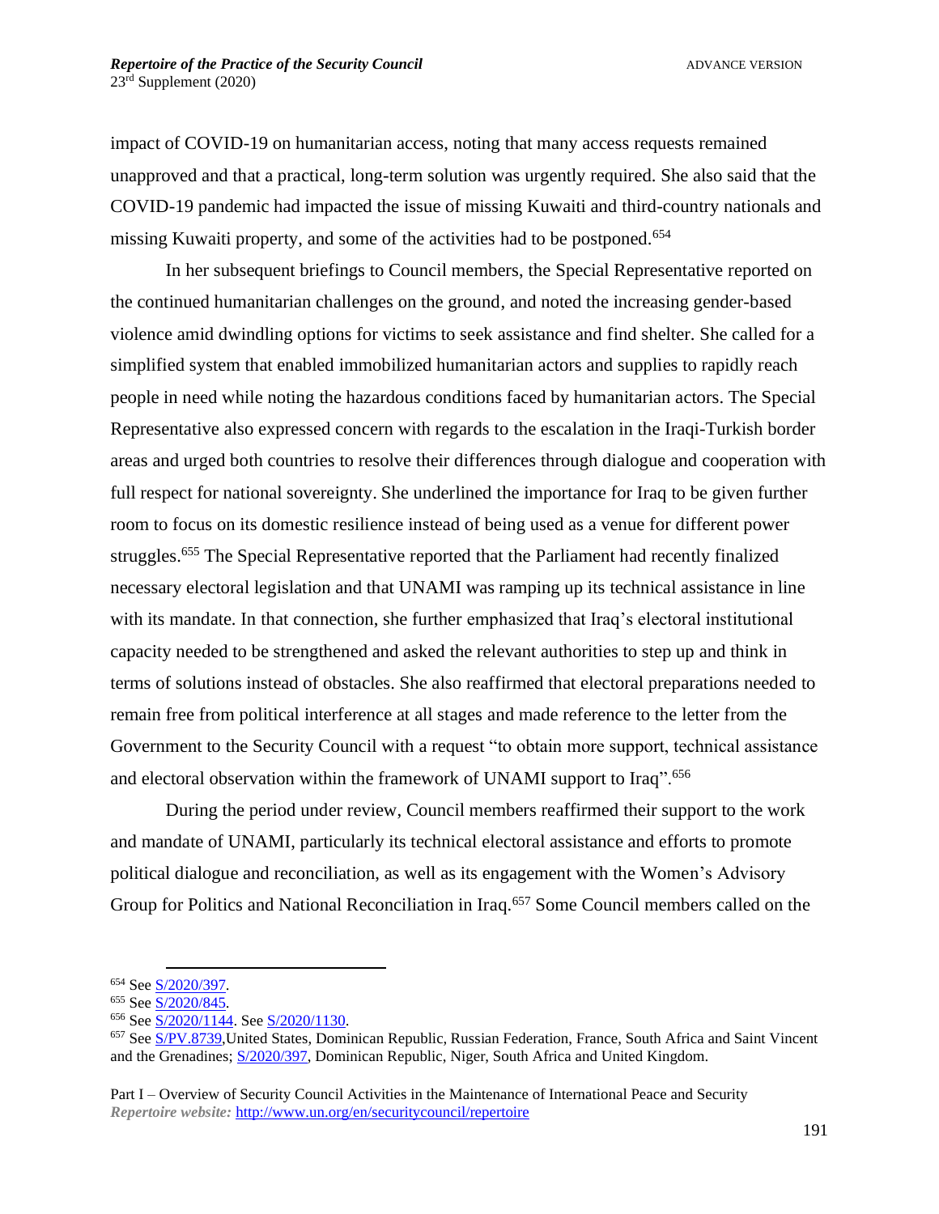impact of COVID-19 on humanitarian access, noting that many access requests remained unapproved and that a practical, long-term solution was urgently required. She also said that the COVID-19 pandemic had impacted the issue of missing Kuwaiti and third-country nationals and missing Kuwaiti property, and some of the activities had to be postponed.[654]

In her subsequent briefings to Council members, the Special Representative reported on the continued humanitarian challenges on the ground, and noted the increasing gender-based violence amid dwindling options for victims to seek assistance and find shelter. She called for a simplified system that enabled immobilized humanitarian actors and supplies to rapidly reach people in need while noting the hazardous conditions faced by humanitarian actors. The Special Representative also expressed concern with regards to the escalation in the Iraqi-Turkish border areas and urged both countries to resolve their differences through dialogue and cooperation with full respect for national sovereignty. She underlined the importance for Iraq to be given further room to focus on its domestic resilience instead of being used as a venue for different power struggles.[655] The Special Representative reported that the Parliament had recently finalized necessary electoral legislation and that UNAMI was ramping up its technical assistance in line with its mandate. In that connection, she further emphasized that Iraq's electoral institutional capacity needed to be strengthened and asked the relevant authorities to step up and think in terms of solutions instead of obstacles. She also reaffirmed that electoral preparations needed to remain free from political interference at all stages and made reference to the letter from the Government to the Security Council with a request "to obtain more support, technical assistance and electoral observation within the framework of UNAMI support to Iraq".[656]

During the period under review, Council members reaffirmed their support to the work and mandate of UNAMI, particularly its technical electoral assistance and efforts to promote political dialogue and reconciliation, as well as its engagement with the Women's Advisory Group for Politics and National Reconciliation in Iraq.[657] Some Council members called on the

---

[654] See S/2020/397.

[655] See S/2020/845.

[656] See S/2020/1144. See S/2020/1130.

[657] See S/PV.8739,United States, Dominican Republic, Russian Federation, France, South Africa and Saint Vincent and the Grenadines; S/2020/397, Dominican Republic, Niger, South Africa and United Kingdom.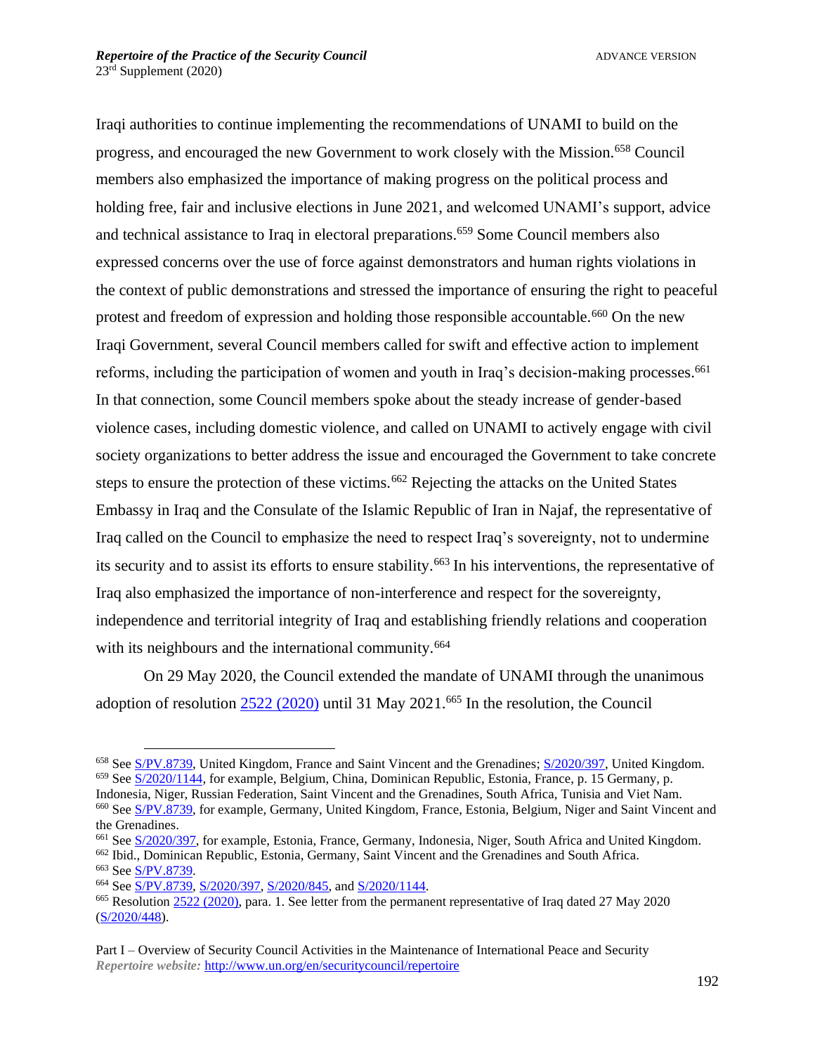Iraqi authorities to continue implementing the recommendations of UNAMI to build on the progress, and encouraged the new Government to work closely with the Mission.[658] Council members also emphasized the importance of making progress on the political process and holding free, fair and inclusive elections in June 2021, and welcomed UNAMI's support, advice and technical assistance to Iraq in electoral preparations.[659] Some Council members also expressed concerns over the use of force against demonstrators and human rights violations in the context of public demonstrations and stressed the importance of ensuring the right to peaceful protest and freedom of expression and holding those responsible accountable.[660] On the new Iraqi Government, several Council members called for swift and effective action to implement reforms, including the participation of women and youth in Iraq's decision-making processes.[661] In that connection, some Council members spoke about the steady increase of gender-based violence cases, including domestic violence, and called on UNAMI to actively engage with civil society organizations to better address the issue and encouraged the Government to take concrete steps to ensure the protection of these victims.[662] Rejecting the attacks on the United States Embassy in Iraq and the Consulate of the Islamic Republic of Iran in Najaf, the representative of Iraq called on the Council to emphasize the need to respect Iraq's sovereignty, not to undermine its security and to assist its efforts to ensure stability.[663] In his interventions, the representative of Iraq also emphasized the importance of non-interference and respect for the sovereignty, independence and territorial integrity of Iraq and establishing friendly relations and cooperation with its neighbours and the international community.[664]

On 29 May 2020, the Council extended the mandate of UNAMI through the unanimous adoption of resolution 2522 (2020) until 31 May 2021.[665] In the resolution, the Council

---

[658] See S/PV.8739, United Kingdom, France and Saint Vincent and the Grenadines; S/2020/397, United Kingdom.
[659] See S/2020/1144, for example, Belgium, China, Dominican Republic, Estonia, France, p. 15 Germany, p. Indonesia, Niger, Russian Federation, Saint Vincent and the Grenadines, South Africa, Tunisia and Viet Nam.
[660] See S/PV.8739, for example, Germany, United Kingdom, France, Estonia, Belgium, Niger and Saint Vincent and the Grenadines.
[661] See S/2020/397, for example, Estonia, France, Germany, Indonesia, Niger, South Africa and United Kingdom.
[662] Ibid., Dominican Republic, Estonia, Germany, Saint Vincent and the Grenadines and South Africa.
[663] See S/PV.8739.
[664] See S/PV.8739, S/2020/397, S/2020/845, and S/2020/1144.
[665] Resolution 2522 (2020), para. 1. See letter from the permanent representative of Iraq dated 27 May 2020 (S/2020/448).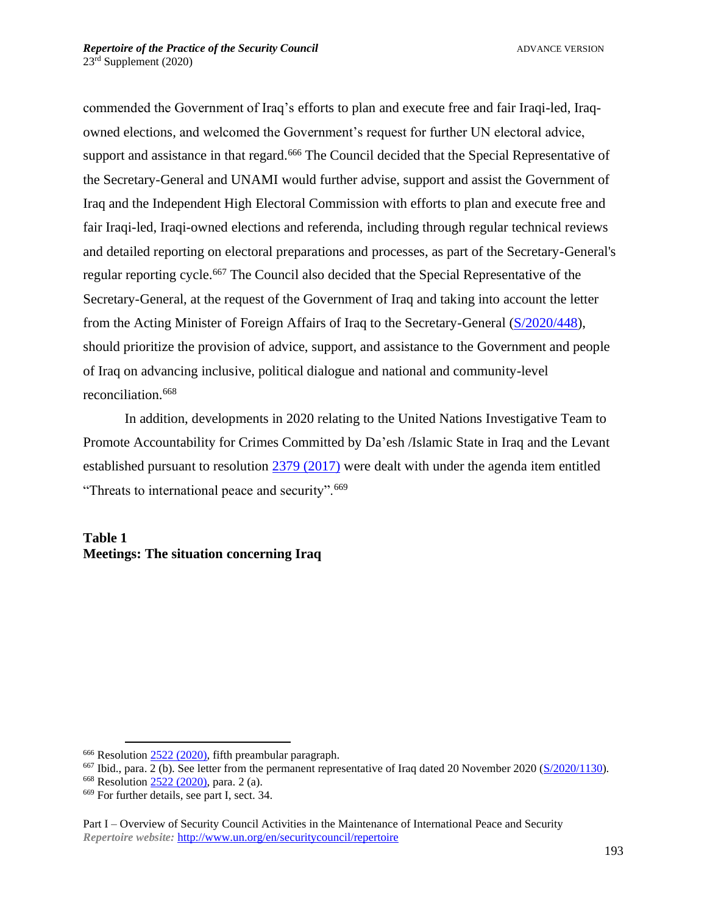commended the Government of Iraq's efforts to plan and execute free and fair Iraqi-led, Iraq-owned elections, and welcomed the Government's request for further UN electoral advice, support and assistance in that regard.[666] The Council decided that the Special Representative of the Secretary-General and UNAMI would further advise, support and assist the Government of Iraq and the Independent High Electoral Commission with efforts to plan and execute free and fair Iraqi-led, Iraqi-owned elections and referenda, including through regular technical reviews and detailed reporting on electoral preparations and processes, as part of the Secretary-General's regular reporting cycle.[667] The Council also decided that the Special Representative of the Secretary-General, at the request of the Government of Iraq and taking into account the letter from the Acting Minister of Foreign Affairs of Iraq to the Secretary-General (S/2020/448), should prioritize the provision of advice, support, and assistance to the Government and people of Iraq on advancing inclusive, political dialogue and national and community-level reconciliation.[668]

In addition, developments in 2020 relating to the United Nations Investigative Team to Promote Accountability for Crimes Committed by Da'esh /Islamic State in Iraq and the Levant established pursuant to resolution 2379 (2017) were dealt with under the agenda item entitled "Threats to international peace and security".[669]

**Table 1**
**Meetings: The situation concerning Iraq**

---

[666] Resolution 2522 (2020), fifth preambular paragraph.

[667] Ibid., para. 2 (b). See letter from the permanent representative of Iraq dated 20 November 2020 (S/2020/1130).

[668] Resolution 2522 (2020), para. 2 (a).

[669] For further details, see part I, sect. 34.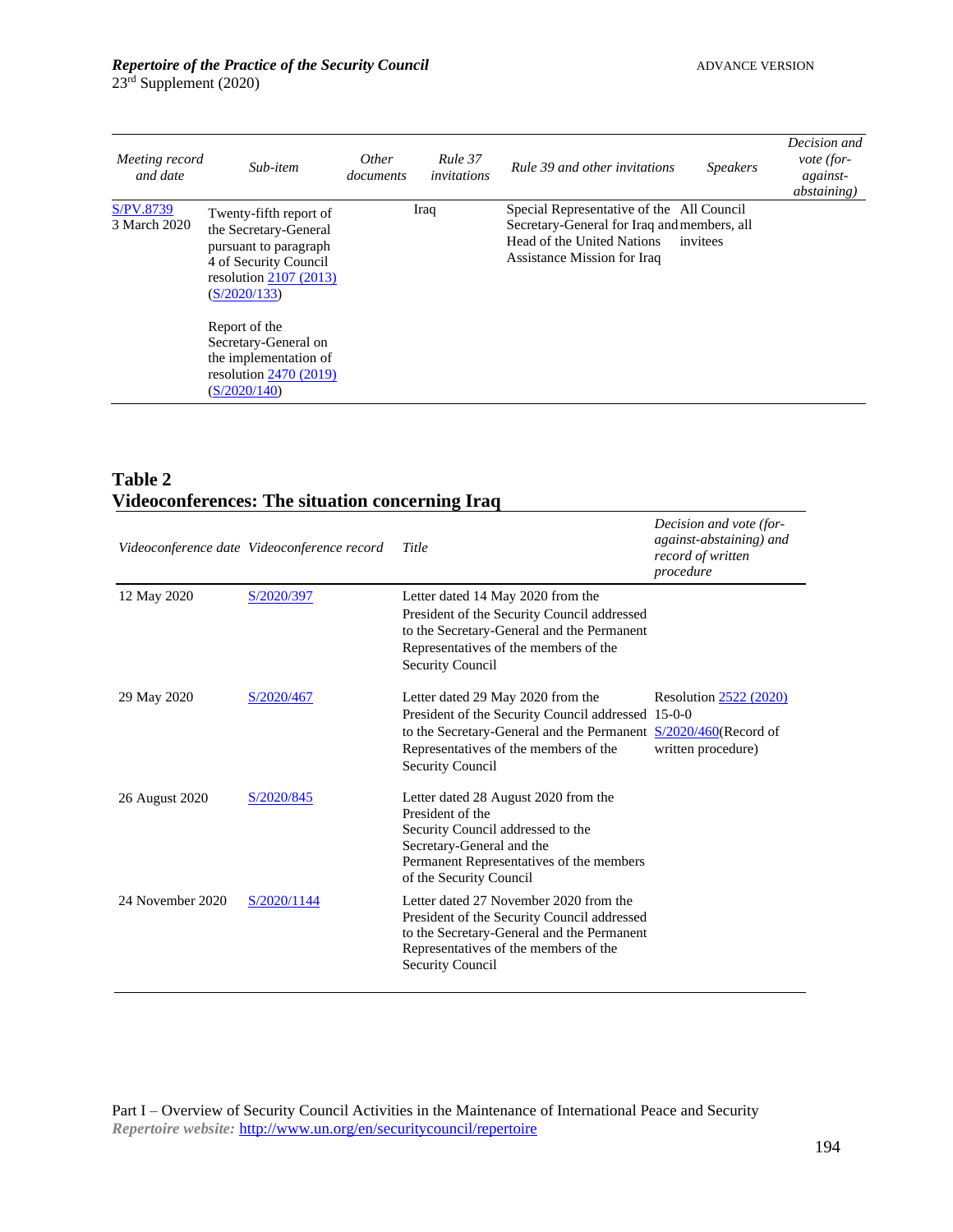| Meeting record and date | Sub-item | Other documents | Rule 37 invitations | Rule 39 and other invitations | Speakers | Decision and vote (for-against-abstaining) |
|---|---|---|---|---|---|---|
| S/PV.8739 3 March 2020 | Twenty-fifth report of the Secretary-General pursuant to paragraph 4 of Security Council resolution 2107 (2013) (S/2020/133)<br><br>Report of the Secretary-General on the implementation of resolution 2470 (2019) (S/2020/140) | | Iraq | Special Representative of the Secretary-General for Iraq and Head of the United Nations Assistance Mission for Iraq | All Council members, all invitees | |

## Table 2
## Videoconferences: The situation concerning Iraq

| Videoconference date | Videoconference record | Title | Decision and vote (for-against-abstaining) and record of written procedure |
|---|---|---|---|
| 12 May 2020 | S/2020/397 | Letter dated 14 May 2020 from the President of the Security Council addressed to the Secretary-General and the Permanent Representatives of the members of the Security Council | |
| 29 May 2020 | S/2020/467 | Letter dated 29 May 2020 from the President of the Security Council addressed to the Secretary-General and the Permanent Representatives of the members of the Security Council | Resolution 2522 (2020) 15-0-0 S/2020/460(Record of written procedure) |
| 26 August 2020 | S/2020/845 | Letter dated 28 August 2020 from the President of the Security Council addressed to the Secretary-General and the Permanent Representatives of the members of the Security Council | |
| 24 November 2020 | S/2020/1144 | Letter dated 27 November 2020 from the President of the Security Council addressed to the Secretary-General and the Permanent Representatives of the members of the Security Council | |